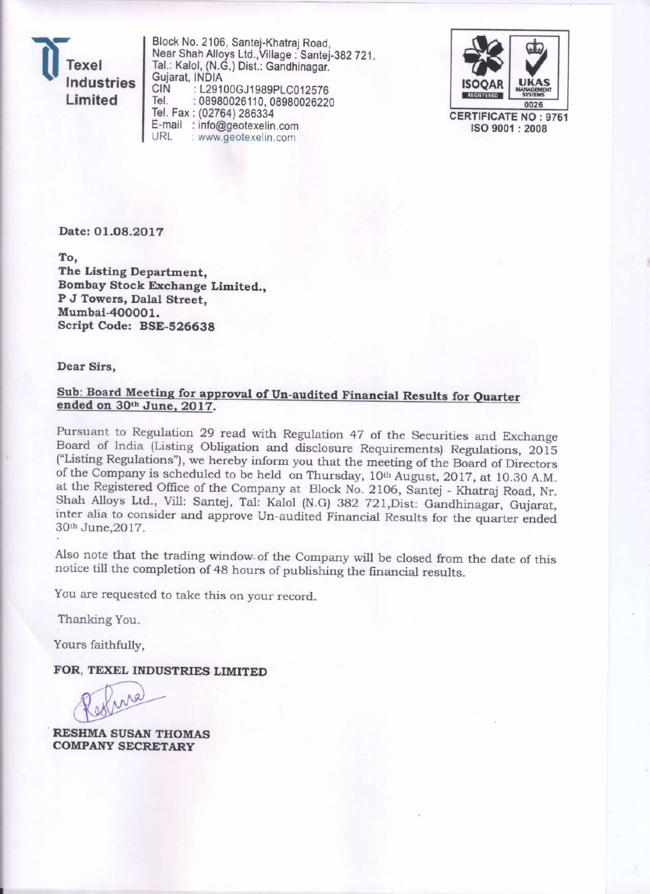**Texel Industries Limited**

Block No. 2106, Santej-Khatraj Road,
Near Shah Alloys Ltd.,Village : Santej-382 721.
Tal.: Kalol, (N.G.) Dist.: Gandhinagar.
Gujarat, INDIA
CIN : L29100GJ1989PLC012576
Tel. : 08980026110, 08980026220
Tel. Fax : (02764) 286334
E-mail : info@geotexelin.com
URL : www.geotexelin.com

ISOQAR REGISTERED UKAS MANAGEMENT SYSTEMS 0026
CERTIFICATE NO : 9761
ISO 9001 : 2008

**Date: 01.08.2017**

**To,**
**The Listing Department,**
**Bombay Stock Exchange Limited.,**
**P J Towers, Dalal Street,**
**Mumbai-400001.**
**Script Code: BSE-526638**

**Dear Sirs,**

**Sub: Board Meeting for approval of Un-audited Financial Results for Quarter ended on 30th June, 2017.**

Pursuant to Regulation 29 read with Regulation 47 of the Securities and Exchange Board of India (Listing Obligation and disclosure Requirements) Regulations, 2015 ("Listing Regulations"), we hereby inform you that the meeting of the Board of Directors of the Company is scheduled to be held on Thursday, 10th August, 2017, at 10.30 A.M. at the Registered Office of the Company at Block No. 2106, Santej - Khatraj Road, Nr. Shah Alloys Ltd., Vill: Santej, Tal: Kalol (N.G) 382 721,Dist: Gandhinagar, Gujarat, inter alia to consider and approve Un-audited Financial Results for the quarter ended 30th June,2017.

Also note that the trading window of the Company will be closed from the date of this notice till the completion of 48 hours of publishing the financial results.

You are requested to take this on your record.

Thanking You.

Yours faithfully,

**FOR, TEXEL INDUSTRIES LIMITED**

**RESHMA SUSAN THOMAS**
**COMPANY SECRETARY**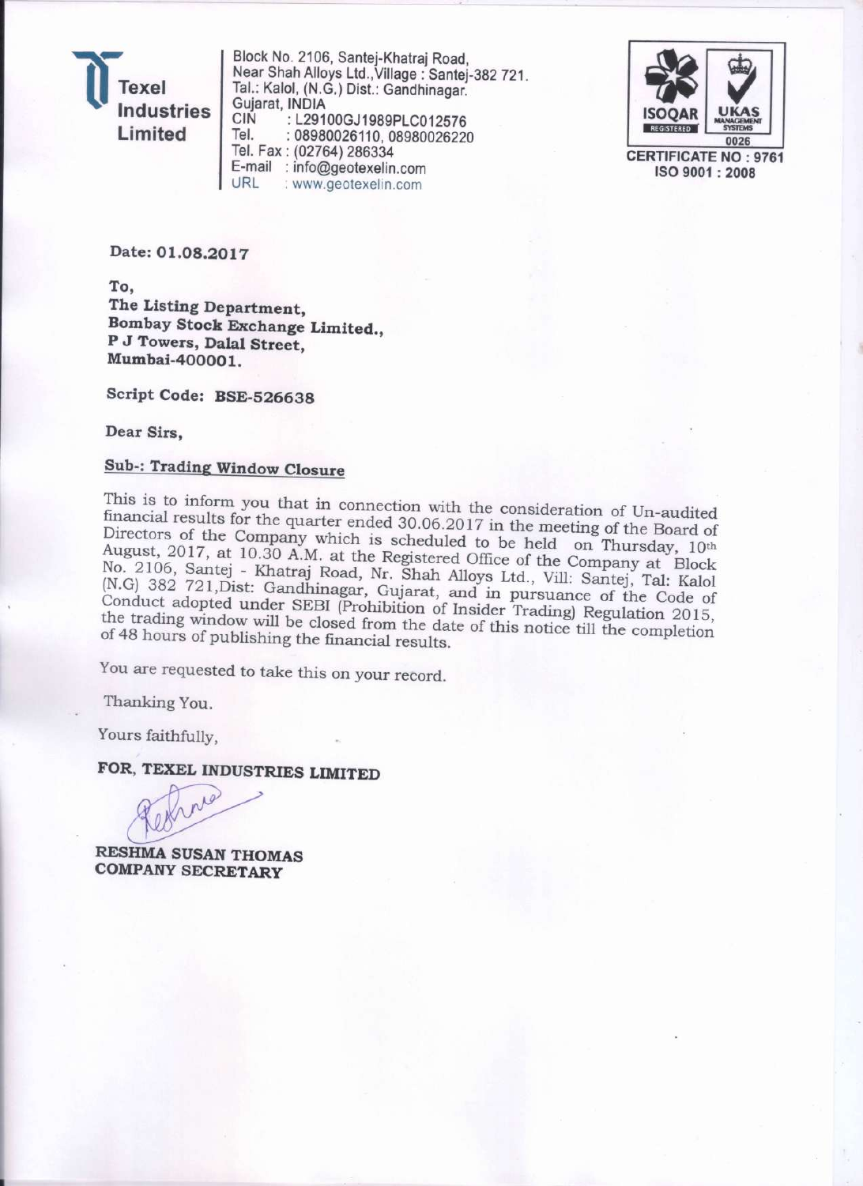**Texel Industries Limited**

Block No. 2106, Santej-Khatraj Road,
Near Shah Alloys Ltd., Village : Santej-382 721.
Tal.: Kalol, (N.G.) Dist.: Gandhinagar.
Gujarat, INDIA
CIN : L29100GJ1989PLC012576
Tel. : 08980026110, 08980026220
Tel. Fax : (02764) 286334
E-mail : info@geotexelin.com
URL : www.geotexelin.com

ISOQAR REGISTERED | UKAS MANAGEMENT SYSTEMS 0026
CERTIFICATE NO : 9761
ISO 9001 : 2008

**Date: 01.08.2017**

**To,**
**The Listing Department,**
**Bombay Stock Exchange Limited.,**
**P J Towers, Dalal Street,**
**Mumbai-400001.**

**Script Code: BSE-526638**

**Dear Sirs,**

**Sub-: Trading Window Closure**

This is to inform you that in connection with the consideration of Un-audited financial results for the quarter ended 30.06.2017 in the meeting of the Board of Directors of the Company which is scheduled to be held on Thursday, 10th August, 2017, at 10.30 A.M. at the Registered Office of the Company at Block No. 2106, Santej - Khatraj Road, Nr. Shah Alloys Ltd., Vill: Santej, Tal: Kalol (N.G) 382 721,Dist: Gandhinagar, Gujarat, and in pursuance of the Code of Conduct adopted under SEBI (Prohibition of Insider Trading) Regulation 2015, the trading window will be closed from the date of this notice till the completion of 48 hours of publishing the financial results.

You are requested to take this on your record.

Thanking You.

Yours faithfully,

**FOR, TEXEL INDUSTRIES LIMITED**

**RESHMA SUSAN THOMAS**
**COMPANY SECRETARY**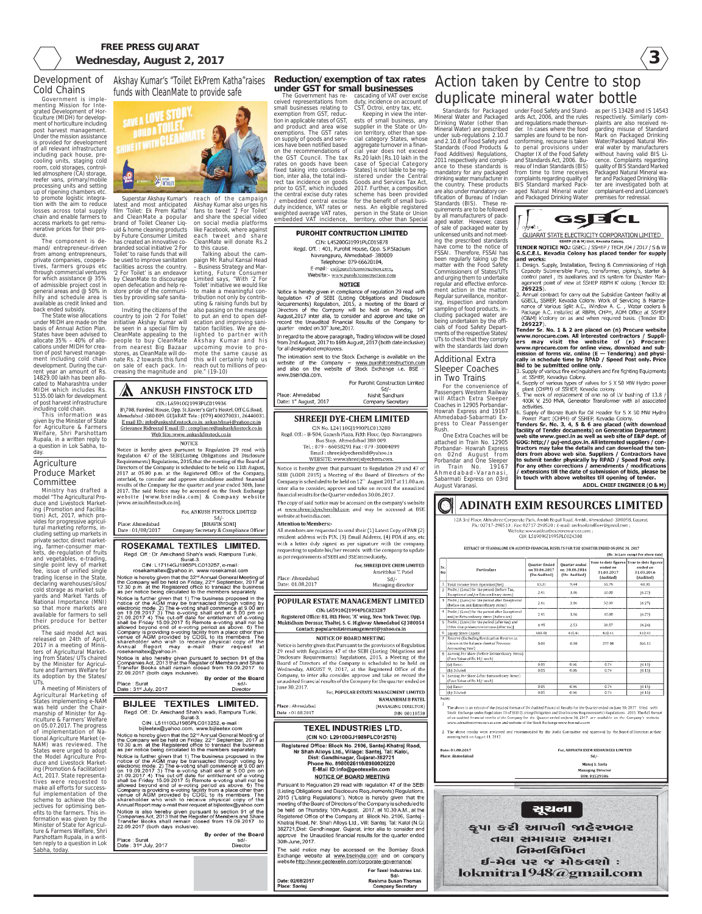# Development of Cold Chains

Government is implementing Mission for Integrated Development of Horticulture (MIDH) for development of horticulture including post harvest management. Under the mission assistance is provided for development of all relevant infrastructure including pack house, pre-cooling units, staging cold room, cold storages, controlled atmosphere (CA) storage, reefer vans, primary/mobile processing units and setting up of ripening chambers etc. to promote logistic integration with the aim to reduce losses across total supply chain and enable farmers to access markets to get remunerative prices for their produce.

The component is demand/ entrepreneur-driven from among entrepreneurs, private companies, cooperatives, farmers groups etc through commercial ventures for which assistance @ 35% of admissible project cost in general areas and @ 50% in hilly and schedule area is available as credit linked and back ended subsidy.

The State wise allocations under MIDH are made on the basis of Annual Action Plan. States have been advised to allocate 35% - 40% of allocations under MIDH for creation of post harvest management including cold chain development. During the current year an amount of Rs. 14829.00 lakh has been allocated to Maharashtra under MIDH which includes Rs. 5135.00 lakh for development of post harvest infrastructure including cold chain.

This information was given by the Minister of State for Agriculture & Farmers Welfare, Shri Parshottam Rupala, in a written reply to a question in Lok Sabha, today.

# Agriculture Produce Market Committee

Ministry has drafted a model "The Agricultural Produce and Livestock Marketing (Promotion and Facilitation) Act, 2017, which provides for progressive agricultural marketing reforms, including setting up markets in private sector, direct marketing, farmer-consumer markets, de-regulation of fruits and vegetables, e-trading, single point levy of market fee, issue of unified single trading license in the State, declaring warehouses/silos/ cold storage as market sub-yards and Market Yards of National Importance (MNI) so that more markets are available for farmers to sell their produce for better prices.

The said model Act was released on 24th of April, 2017 in a meeting of Ministers of Agricultural Marketing from States/ UTs chaired by the Minister for Agriculture and Farmers Welfare for its adoption by the States/ UTs.

A meeting of Ministers of Agricultural Marketing of States implementing e-NAM was held under the Chairmanship of Minister for Agriculture & Farmers' Welfare on 05.07.2017. The progress of implementation of National Agriculture Market (e-NAM) was reviewed. The States were urged to adopt the Model Agriculture Produce and Livestock Marketing (Promotion & Facilitation) Act, 2017. State representatives were requested to make all efforts for successful implementation of the scheme to achieve the objectives for optimising benefits to the farmers. This information was given by the Minister of State for Agriculture & Farmers Welfare, Shri Parshottam Rupala, in a written reply to a question in Lok Sabha, today.

# Akshay Kumar's "Toilet EkPrem Katha"raises funds with CleanMate to provide safe

Superstar Akshay Kumar's latest and most anticipated film 'Toilet: Ek Prem Katha' and CleanMate a popular brand of Toilet Cleaner Liquid & home cleaning products by Future Consumer Limited has created an innovative co-branded social initiative '2 For Toilet' to raise funds that will be used to improve sanitation facilities across the country. '2 For Toilet' is an endeavor by CleanMate to discourage open defecation and help restore pride of the communities by providing safe sanitation.

Inviting the citizens of the country to join '2 For Toilet' initiative Akshay Kumar will be seen in a special film by CleanMate appealing to the people to buy CleanMate from nearest Big Bazaar stores, as CleanMate will donate Rs. 2 towards this fund on sale of each pack. Increasing the magnitude and reach of the campaign Akshay Kumar also urges his fans to tweet '2 For Toilet' and share the special video on social media platforms like Facebook, where against each tweet and share CleanMate will donate Rs.2 to this cause.

Talking about the campaign Mr. Rahul Kansal Head – Business Strategy and Marketing, Future Consumer Limited says, "With '2 For Toilet' initiative we would like to make a meaningful contribution not only by contributing & raising funds but by also passing on the message to put an end to open defecation and improving sanitation facilities. We are delighted to partner with Akshay Kumar and his upcoming movie to promote the same cause as this will certainly help us reach out to millions of people." (19-10)

## ANKUSH FINSTOCK LTD

CIN: L65910GJ1993PLC019936

B/708, Fairdeal House, Opp. St.Xavier's Girl's Hostel, Off C.G.Road, Ahmedabad -380 009. GUJARAT. Tele: (079) 400270031, 26440031.
E mail ID : info@ankushfinstock.co.in, ankushfina4@yahoo.co.in
Grievance Ridressal E mail ID : compliance@ankushfinstock.co.in
Web Site:www.ankushfinstock.co.in

NOTICE

Notice is hereby given pursuant to Regulation 29 read with Regulation 47 of the SEBI(Listing Obligations and Disclosure Requirements) Regulations, 2015,that the meeting of the Board of Directors of the Company is scheduled to be held on 11th August, 2017 at 05.00 p.m. at the Registered Office of the Company, interalia, to consider and approve standalone audited financial results of the Company for the quarter and year ended 30th, June 2017. The said Notice may be accessed on the Stock Exchange website [www.bseindia.com] & Company website [www.ankushfinstock.co.in].

For, ANKUSH FINSTOCK LIMITED
Sd/-
[BHAVIN SONI]
Company Secretary & Compliance Officer

Place: Ahmedabad
Date : 01/08/2017

## ROSEKAMAL TEXTILES LIMITED.

Regd. Off.: Dr. Amichand Shah's wadi, Rampura Tunki, Surat-3.
CIN : L17114GJ1985PLC013257, e-mail : rosekamaltex@yahoo.in, www.rosekamal.com

Notice is hereby given that the 32nd Annual General Meeting of the Company will be held on Friday, 22nd September, 2017 at 12.30 p.m. at the Registered office to transact the business as per notice being circulated to the members separately.

Notice is further given that 1) The business proposed in the notice of the AGM may be transacted through voting by electronic mode. 2) The e-voting shall commence at 9.00 am on 19.09.2017 3) The e-voting shall end at 5.00 pm on 21.09.2017 4) The cut-off date for entitlement of e-voting shall be Friday 15.09.2017 5) Remote e-voting shall not be allowed beyond end of e-voting period as above. 6) The Company is providing e-voting facility from a place other than venue of AGM provided by CDSL to its members. The shareholder who wish to receive physical copy of the Annual Report may e-mail their request at rosekamaltex@yahoo.in.

Notice is also hereby given pursuant to section 91 of the Companies Act, 2013 that the Register of Members and Share Transfer Books shall remain closed from 19.09.2017 to 22.09.2017 (both days inclusive).

By order of the Board
sd/-
Director

Place : Surat
Date : 31st July, 2017

## BIJLEE TEXTILES LIMITED.

Regd. Off.: Dr. Amichand Shah's wadi, Rampura Tunki, Surat-3.
CIN : L51110GJ1985PLC013252, e-mail : bijleetex@yahoo.com, www.bijleetex.com

Notice is hereby given that the 32nd Annual General Meeting of the Company will be held on Friday, 22nd September, 2017 at 10.30 a.m. at the Registered office to transact the business as per notice being circulated to the members separately.

Notice is further given that 1) The business proposed in the notice of the AGM may be transacted through voting by electronic mode. 2) The e-voting shall commence at 9.00 am on 19.09.2017 3) The e-voting shall end at 5.00 pm on 21.09.2017 4) The cut-off date for entitlement of e-voting shall be Friday 15.09.2017 5) Remote e-voting shall not be allowed beyond end of e-voting period as above. 6) The Company is providing e-voting facility from a place other than venue of AGM provided by CDSL to its members. The shareholder who wish to receive physical copy of the Annual Report may e-mail their request at bijleetex@yahoo.com

Notice is also hereby given pursuant to section 91 of the Companies Act, 2013 that the Register of Members and Share Transfer Books shall remain closed from 19.09.2017 to 22.09.2017 (both days inclusive).

By order of the Board
sd/-
Director

Place : Surat
Date : 31st July, 2017

# Reduction/exemption of tax rates under GST for small businesses

The Government has received representations from small businesses relating to exemption from GST, reduction in applicable rates of GST, and product and area wise exemptions. The GST rates on supply of goods and services have been notified based on the recommendations of the GST Council. The tax rates on goods have been fixed taking into consideration, inter alia, the total indirect tax incidence on goods prior to GST, which included the central excise duty rates / embedded central excise duty incidence, VAT rates or weighted average VAT rates, embedded VAT incidence, cascading of VAT over excise duty, incidence on account of CST, Octroi, entry tax, etc.

Keeping in view the interests of small business, any supplier in the State or Union territory, other than special category States, whose aggregate turnover in a financial year does not exceed Rs.20 lakh [Rs.10 lakh in the case of Special Category States] is not liable to be registered under the Central Goods and Services Tax Act, 2017. Further, a composition scheme has been provided for the benefit of small business. An eligible registered person in the State or Union territory, other than Special

## PUROHIT CONTRUCTION LIMITED

CIN: L45200GJ1991PLC015878
Regd. Off. : 401, Purohit House, Opp. S.P.Stadium Navrangpura, Ahmedabad- 380009
Telephone: 079-26620104,
E-mail:- cs@purohitconstruction.com,
Website:- www.purohitconstruction.com

NOTICE

Notice is hereby given in compliance of regulation 29 read with Regulation 47 of SEBI (Listing Obligations and Disclosure Requirements) Regulation, 2015, a meeting of the Board of Directors of the Company will be held on Monday, 14th August,2017 inter alia, to consider and approve and take on record the Unaudited Financial Results of the Company for quarter ended on 30th June,2017.

In regard to the above paragraph, Trading Window will be closed from 2nd August, 2017 to 16th August, 2017 (both date inclusive) for all designated employees.

The intimation sent to the Stock Exchange is available on the website of the Company – www.purohitconstruction.com and also on the website of Stock Exchange i.e. BSE – www.bseindia.com.

For Purohit Construction Limited
Sd/-
Nishit Sandhani
Company Secretary

Place: Ahmedabad
Date: 1st August, 2017

## SHREEJI DYE-CHEM LIMITED

CIN No. L24110GJ1990PLC013288
Regd. Off.:- B-504, Ganesh Plaza, Fifth Floor, Opp. Navrangpura Bus Stop, Ahmedabad 380 009.
Tel.: 079 – 66058291 Fax: 079 -30004099
Email : shreejidyechemltd@yahoo.in
WEBSITE: www.shreejidyechem.com

Notice is hereby given that pursuant to Regulation 29 and 47 of SEBI (LODR 2015) a Meeting of the Board of Directors of the Company is scheduled to be held on 12th August 2017 at 11.00 a.m. inter alia to consider, approve and take on record the unaudited financial results for the Quarter ended on 30.06.2017.

The copy of said notice may be accessed on the company's website at www.shreejidyechemltd.com and may be accessed at BSE website at bseindia.com.

Attention to Members:-

All members are requested to send their (1) Latest Copy of PAN (2) resident address with PIN, (3) Email Address, (4) POA if any, etc with a letter duly signed as per signature with the company, requesting to update his/her records with the company to update as per requirements of SEBI and BSE immediately.

For, SHREEJI DYE CHEM LIMITED
Amritbhai T. Patel
Sd/-
Managing director

Place: Ahmedabad
Date: 01.08.2017

## POPULAR ESTATE MANAGEMENT LIMITED

CIN: L65910GJ1994PLC023287
Registered Office: 81, 8th Floor, "A" wing, New York Tower, Opp. Muktidham Derasar, Thaltej, S. G. Highway Ahmedabad GJ 380054
Contact: popularestatemanagement@yahoo.co.in

NOTICE OF BOARD MEETING

Notice is hereby given that Pursuant to the provisions of Regulation 29 read with Regulation 47 of the SEBI (Listing Obligations and Disclosure Requirements) Regulations, 2015, a Meeting of the Board of Directors of the Company is scheduled to be held on Wednesday, AUGUST 9, 2017, at the Registered Office of the Company, to inter alia consider, approve and take on record the unaudited financial results of the Company for the quarter ended on June 30, 2017.

For, POPULAR ESTATE MANAGEMENT LIMITED
RAMANBHAI B PATEL
(MANAGING DIRECTOR)
DIN: 00118530

Place : Ahmedabad
Date : 01.08.2017

## TEXEL INDUSTRIES LTD.

(CIN NO: L29100GJ1989PLC012576)

Registered Office: Block No. 2106, Santej-Khatraj Road, Nr Shah Alloys Ltd., Village: Santej, Tal: Kalol, Dist: Gandhinagar, Gujarat-382721
Phone No. 8980026110/8980026220
E-Mail ID:info@geotexelin.com

NOTICE OF BOARD MEETING

Pursuant to Regulation 29 read with regulation 47 of the SEBI (Listing Obligations and Disclosure Requirements) Regulations, 2015 ("Listing Regulations"), Notice is hereby given that the meeting of the Board of Directors of the Company is scheduled to be held on Thursday, 10th August, 2017 at 10.30 A.M., at the Registered Office of the Company at Block No. 2106, Santej - Khatraj Road, Nr. Shah Alloys Ltd., Vill: Santej, Tal: Kalol (N.G) 382721,Dist: Gandhinagar, Gujarat, inter alia to consider and approve the Unaudited financial results for the quarter ended 30th June, 2017.

The said notice may be accessed on the Bombay Stock Exchange website at www.bseindia.com and on company website http://www.geotexelin.com/corporate-governance/

For Texel Industries Ltd.
Sd/-
Reshma Susan Thomas
Company Secretary

Date: 02/08/2017
Place: Santej

# Action taken by Centre to stop duplicate mineral water bottle

Standards for Packaged Mineral Water and Packaged Drinking Water (other than Mineral Water) are prescribed under sub-regulations 2.10.7 and 2.10.8 of Food Safety and Standards (Food Products & Food Additives) Regulations, 2011 respectively and compliance to these standards is mandatory for any packaged drinking water manufacturer in the country. These products are also under mandatory certification of Bureau of Indian Standards (BIS). These requirements are to be followed by all manufacturers of packaged water. However, cases of sale of packaged water by unlicensed units and not meeting the prescribed standards have come to the notice of FSSAI. Therefore, FSSAI has been regularly taking up the matter with the Food Safety Commissioners of States/UTs and urging them to undertake regular and effective enforcement action in the matter. Regular surveillance, monitoring, inspection and random sampling of food products, including packaged water are being undertaken by the officials of Food Safety Departments of the respective States/ UTs to check that they comply with the standards laid down under Food Safety and Standards Act, 2006, and the rules and regulations made thereunder. In cases where the food samples are found to be non-conforming, recourse is taken to penal provisions under Chapter IX of the Food Safety and Standards Act, 2006. Bureau of Indian Standards (BIS) from time to time receives complaints regarding quality of BIS Standard marked Packaged Natural Mineral water and Packaged Drinking Water as per IS 13428 and IS 14543 respectively. Similarly complaints are also received regarding misuse of Standard Mark on Packaged Drinking Water/Packaged Natural Mineral water by manufacturers without having valid BIS Licence. Complaints regarding quality of BIS Standard Marked Packaged Natural Mineral water and Packaged Drinking Water are investigated both at complainant-end and Licencee's premises for redressal.

# Additional Extra Sleeper Coaches in Two Trains

For the convenience of Passengers Western Railway will Attach Extra Sleeper Coaches in 12905 Porbandar-Howrah Express and 19167 Ahmedabad-Sabarmati Express to Clear Passenger Rush.

One Extra Coaches will be attached in Train No. 12905 Porbandar- Howrah Express on 02nd August from Porbandar and One Sleeper in Train No. 19167 Ahmedabad-Varanasi, Sabarmati Express on 03rd August Varanasi.

## GSECL

GUJARAT STATE ELECTRICITY CORPORATION LIMITED

SSHEP (O & M) Unit, Kevadia Colony.

**TENDER NOTICE NO.:** GSECL / SSHEP / TECH /04 / 2017 / S & W **G.S.C.E.L. Kevadia Colony has placed tender for supply and works:**

1. Design, Supply, Installation, Testing & Commissioning of High Capacity Submersible Pump, transformer, piping's, starter & control panel, its auxiliaries and its system for Disaster Management point of view at SSHEP RBPH K' colony. (Tender ID: **269225**).
2. Annual contract for carry out the Subsidize Canteen facility at GSECL, SSHEP, Kevadia Colony. Work of Servicing & Maintenance of Various Split A.C., Window A. C. , Water coolers & Package A.C. installed at RBPH, CHPH, ADM Office at SSHEP (O&M) K'colony on as and when required basis. (Tender ID: **269227**).

**Tender Sr. No. 1 & 2 are placed on (n) Procure website www.nprocure.com. All interested contractors / Suppliers may visit the website of (n) Procure: www.nprocure.com for online view, download and submission of forms viz. online (E — Tendering) and physically in schedule time by RPAD / Speed Post only. Price Bid to be submitted online only.**

3. Supply of various fire extinguishers and fire fighting Equipments at SSHEP, Kevadiya Colony.
4. Supply of various types of valves for 5 X 50 MW Hydro power plant (CHPH) of SSHEP, Kevadia colony.
5. The work of replacement of one no of LV bushing of 13.8 / 400K V, 250 MVA, Generator Transformer with all associated activities.
6. Supply of Bronze Bush for Oil Header for 5 X 50 MW Hydro Power Plant (CHPH) of SSHEP, Kevadia Colony.

**Tenders Sr. No. 3, 4, 5 & 6 are placed (with download facility of Tender documents) on Generation Department web site www.gseci.in as well as web site of E&P dept. of GOG: http:// guj-epd.gov.in. All interested suppliers / contractors may take the details and can download the tenders from above web site. Suppliers / Contractors have to submit tender physically by RPAD / Speed Post only. For any other corrections / amendments / modifications / extensions till the date of submission of bids, please be in touch with above websites till opening of tender.**

**ADDL. CHIEF ENGINEER (O & M)**

## ADINATH EXIM RESOURCES LIMITED

12A 3rd Floor, Abhishree Corporate Park, Ambli Bopal Road, Ambli, Ahmedabad- 380058, Gujarat
Ph.: 02717-298510 ; Fax: 02717-298520 ; E-mail: aerlcodalofficer@gmail.com ;
Website: www.adinatheximresources.com ;
CIN: L51909GJ1995PLC024300

EXTRACT OF STANDALONE UN-AUDITED FINANCIAL RESULTS FOR THE QUARTER ENDED ON JUNE 30, 2017

(Rs. in Lacs except Per share data)

| Sr. No | Particulars | Quarter Ended on 30.06.2017 (Un-Audited) | Quarter ended on 30.06.2016 (Un- Audited) | Year to date figures ended on 31.03.2017 (Audited) | Year to date figures ended on 31.03.2016 (Audited) |
|---|---|---|---|---|---|
| 1 | Total Income from Operation (Net) | 13.31 | 9.44 | 51.76 | 40.91 |
| 2 | Profit / (Loss) for the period (before Tax, Exceptional and/or Extraordinary items) | 2.41 | 3.06 | 32.00 | (6.27) |
| 3 | Profit / (Loss) for the period after Exceptional (before tax and Extraordinary items) | 2.41 | 3.06 | 32.00 | (6.27) |
| 4 | Profit / (Loss) for the period after Exceptional and/or Extraordinary items (before tax) | 2.41 | 3.06 | 32.00 | (6.27) |
| 5 | Profit / (Loss) for the period (after tax) and Other Comprehensive Income (after tax) | 1.95 | 2.53 | 30.57 | (6.24) |
| 6 | Equity Share Capital | 418.41 | 418.41 | 418.41 | 418.41 |
| 7 | Reserve (Excluding Revaluation Reserve as shown in the Balance sheet of Previous Accounting Year) | 0.00 | 0.00 | 297.00 | 266.51 |
| 8 | Earning Per Share (before Extraordinary items) (Face Value of Rs. 10/- each) | | | | |
| | (a) Basic: | 0.05 | 0.06 | 0.74 | (0.15) |
| | (b) Diluted: | 0.05 | 0.06 | 0.74 | (0.15) |
| 9 | Earning Per Share (after Extraordinary items) (Face Value of Rs. 10/- each) | | | | |
| | (a) Basic: | 0.05 | 0.06 | 0.74 | (0.15) |
| | (b) Diluted: | 0.05 | 0.06 | 0.74 | (0.15) |

Notes:

1. The above is an extract of the detailed format of Un-Audited Financial Results for the Quarter ended on June 30, 2017 filed with Stock Exchange under Regulation 33 of SEBI (Listing Obligation and Disclosures Requirements) Regulations, 2015. The full format of un-audited financial results of the Company for the Quarter ended on June 30, 2017 are available on the Company's website www.adinatheximresources.com and website of the Stock Exchange www.bseindia.com.
2. The above results were reviewed and recommended by the Audit Committee and approved by the Board of Directors at their meeting held on August 01, 2017.

For, ADINATH EXIM RESOURCES LIMITED
Sd/-
Manoj S. Savla
Managing Director
DIN: 01529306

Date: 01.08.2017
Place: Ahmedabad

## સૂચના

કૃપા કરી આપની જાહેરખબર તથા સમાચાર અમારા નિમ્નલિખિત ઈ-મેલ પર જ મોકલશો :

**lokmitra1948@gmail.com**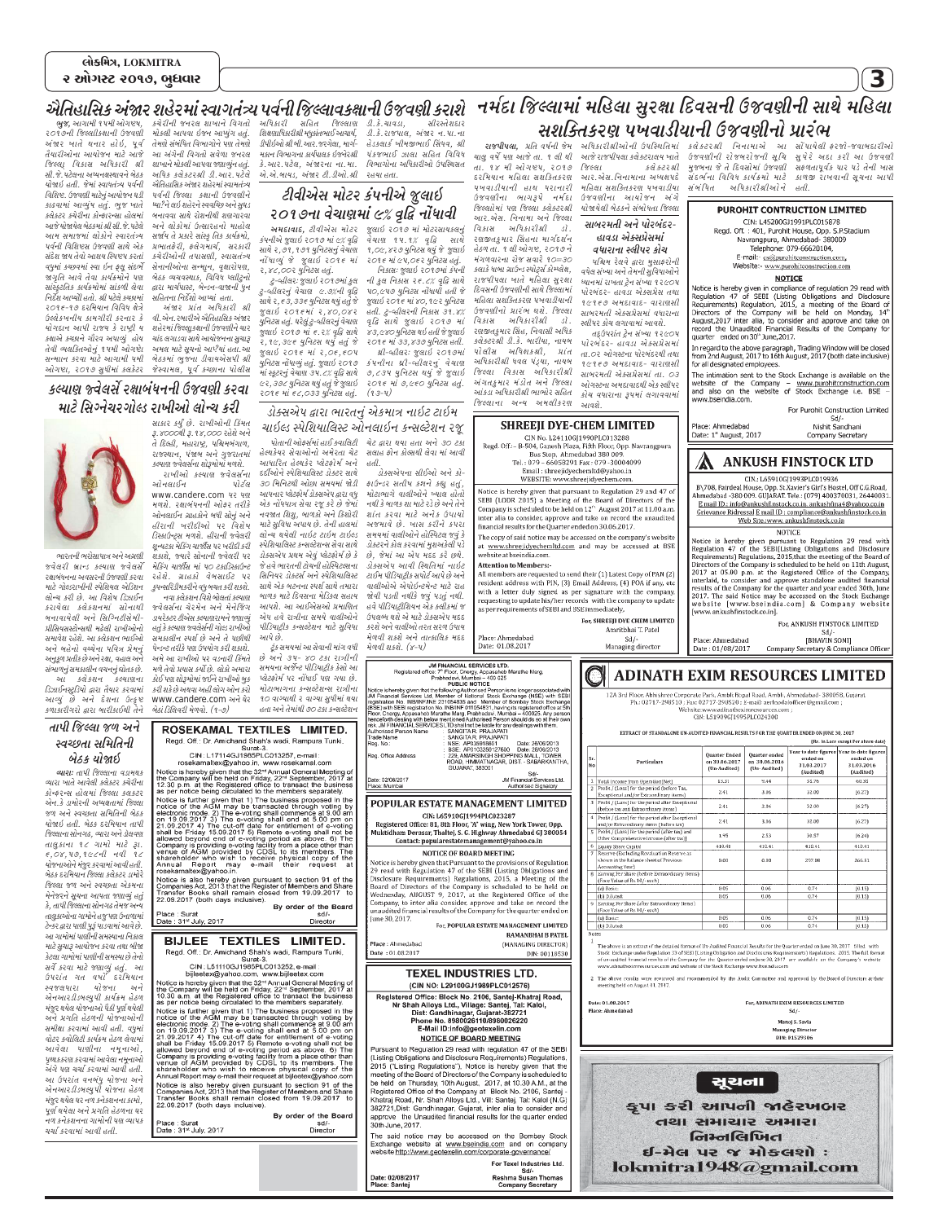# ઐતિહાસિક અંજાર શહેરમાં સ્વાતંત્ર્ય પર્વની જિલ્લાવકક્ષાની ઉજવણી કરાશે

ભુજ, આગામી ૧૫મી ઓગસ્ટ, ૨૦૧૭ની જિલ્લાકક્ષાની ઉજવણી અંજાર ખાતે થનાર હોઈ, પૂર્વ તૈયારીઓના આયોજન માટે આજે જિલ્લા વિકાસ અધિકારી શ્રી સી.જે. પટેલના અધ્યક્ષસ્થાને બેઠક યોજાઈ હતી. જેમાં સ્વાતંત્ર્ય પર્વની વિશિષ્ટ ઉજવણી માટેનું આયોજન ઘડી કાઢવામાં આવ્યું હતું. ભુજ ખાતે કલેક્ટર કચેરીના કોન્ફરન્સ હોલમાં આજે યોજાયેલ બેઠકમાં શ્રી સી.જે. પટેલે આમ સમાજમાં લોકોને સ્વાતંત્ર્ય પર્વની વિશિષ્ટ ઉજવણી સાથે એક સંદેશ પણ તેવો આશય સ્પષ્ટ કરતાં વધુમાં સ્થળમાં સ્વચ્છતા સંદર્ભે જાગૃતિ આવે તેવા કાર્યક્રમો યોજવા સાંસ્કૃતિક કાર્યક્રમોમાં સાંકળી લેવા નિર્દેશ આપ્યો હતો. શ્રી પટેલે સ્થળમાં ૨૦૧૬-૧૭ દરમિયાન વિવિધ ક્ષેત્રે ઉલ્લેખનીય કામગીરી કરનાર કે યોગદાન આપી રાજ્ય કે રાષ્ટ્રીય કક્ષાએ સ્થળને ગૌરવ અપાવ્યું હોય તેવી વ્યક્તિઓનું ૧૫મી ઓગષ્ટે સન્માન કરવા માટે આગામી ૫મી ઓગષ્ટ, ૨૦૧૭ સુધીમાં કલેક્ટર કચેરીની જનરલ શાખાને વિગતો મોકલી આપવા ઈજન આપ્યું હતું. તેમણે સંબંધિત વિભાગોને પણ તેમનો યાદી આ અંગેની વિગતો સત્વરે જનરલ શાખાને મોકલી આપવા જણાવ્યું હતું. અધિક કલેક્ટરશ્રી ડી.આર. પટેલે ઐતિહાસિક અંજાર શહેરમાં સ્વાતંત્ર્ય પર્વની જિલ્લા કક્ષાની ઉજવણીને ધ્યાને લઈ શહેરને સ્વચ્છ અને સુંદર બનાવવા સાથે રોશનીથી શણગારવા અને લોકોમાં ઉત્સાહનો માહોલ સર્જાય તે પ્રકારે સાંસ્કૃતિક કાર્યક્રમો, પ્રભાતફેરી, ફ્લેગમાર્ચ, સરકારી કચેરીઓની તપાસણી, સ્વાતંત્ર્ય સેનાનીઓના સન્માન, વૃક્ષારોપણ, બેઠક વ્યવસ્થા, વિવિધ પ્લોટ્સનો દ્વારા માર્ચપાસ્ટ, બેન્ડ-વાજાની પૂર્વ સહિતના નિર્દેશ આપ્યા હતા.

અંજાર પ્રાંત અધિકારી શ્રી વી.એન. ડમોરીએ ઐતિહાસિક અંજાર શહેરમાં જિલ્લાકક્ષાની ઉજવણીને ધ્યાને રાખી ચાંદ્રણી પણ સાથે આયોજનના સૂચારૂ અમલ માટે સૂચનો આપ્યાં હતાં. આ બેઠકમાં ભુજના ડીવાયએસપી શ્રી જેસ્વાલ, પૂર્વ સ્થળના પોલીસ અધિકારી સહિત જિલ્લાના ડી.ડી.ચાવડા, સીસ્તેનગર ડી.કે.રાજપાલ, અંજાર ન.પા.ના હેડક્લાર્ક ખીમજીભાઈ સિંધવ, શ્રી શિક્ષણાધિકારીશ્રી મુકુંદભાઈ આચાર્ય, ડીપીઓ શ્રી બી.આર.જરાવેલા, માર્ગ-મકાન વિભાગના કાર્યપાલક ઈજનેરશ્રી કે.આર.પટેલ, અંજારના ના.મા. એ.બી.ખાયર, અંજાર ટી.ડીઓ. શ્રી પંકજભાઈ ઝાલા સહિત વિવિધ વિભાગોના અધિકારીઓ ઉપસ્થિત રહ્યા હતા.

# નર્મદા જિલ્લામાં મહિલા સુરક્ષા દિવસની ઉજવણીની સાથે મહિલા સશક્તિકરણ પખવાડીયાની ઉજવણીનો પ્રારંભ

રાજપીપલા, પ્રતિ વર્ષની જેમ ચાલુ વર્ષે પણ આજે તા. ૧ લી થી તા. ૧૪ મી ઓગસ્ટ, ૨૦૧૭ દરમિયાન મહિલા સશક્તિકરણ પખવાડીયાની હાથ ધરાનારી ઉજવણીના ભાગરૂપે નર્મદા જિલ્લામાં પણ જિલ્લા કલેક્ટરશ્રી આર.એસ. નિનામા અને જિલ્લા વિકાસ અધિકારીશ્રી ડી. રાજીવતનુમાર સિંહના માર્ગદર્શન હેઠળ તા. ૧ લી ઓગષ્ટ, ૨૦૧૭ને મંગળવારના રોજ સવારે ૧૦=૩૦ કલાકે ધાબા ગ્રાઉન્ડ સ્પોર્ટ્સ કોમ્પ્લેક્ષ, રાજપીપલા ખાતે મહિલા સુરક્ષા દિવસની ઉજવણીથી સાથે જિલ્લામાં મહિલા સશક્તિકરણ પખવાડીયાની ઉજવણીનો પ્રારંભ થશે. જિલ્લા વિકાસ અધિકારીશ્રી ડી. રાજીવતનુમાર સિંહ, નિવાસી અધિક કલેક્ટરશ્રી ડી.કે. બારીયા, નાયબ પોલીસ અધિક્ષકશ્રી, પ્રાંત અધિકારીશ્રી પવાર પંડ્યા, નાયબ જિલ્લા વિકાસ અધિકારીશ્રી અંગતકુમાર મંડોત અને જિલ્લા આંકડા અધિકારીશ્રી ભાભોર સહિત જિલ્લાના અન્ય અમલીકરણ અધિકારીશ્રીઓની ઉપસ્થિતિમાં આજે રાજપીપલા કલેક્ટરાલય ખાતે જિલ્લા કલેક્ટરશ્રી આર.એસ.નિનામાના અધ્યક્ષપદે મહિલા સશક્તિકરણ પખવાડીયા ઉજવણીના આયોજન અંગે યોજાયેલી બેઠકને સંબોધતા જિલ્લા કલેક્ટરશ્રી નિનામાએ આ ઉજવણીની રોજબરોજની સૂચિ મુજબના જે તે દિવસોમાં ઉજવણી સંદર્ભના વિવિધ કાર્યક્રમો માટે સંબંધિત અધિકારીઓને સોંપાયેલી ફરજો-જવાબદારીઓ સુપેરે અદા કરી આ ઉજવણી સફળતાપૂર્વક પાર પડે તેની ખાસ કાળજી રાખવાની સૂચના આપી હતી.

## સાબરમતી અને પોરબંદર-હાવડા એક્સપ્રેસમાં વધારાના સ્લીપર કોચ

પશ્ચિમ રેલવે દ્વારા મુસાફરોની વધેલ સંખ્યા અને તેમની સુવિધાઓને ધ્યાનમાં રાખતા ટ્રેન સંખ્યા ૧૨૯૦૫ પોરબંદર- હાવડા એક્સપ્રેસ તથા ૧૯૧૬૭ અમદાવાદ- વારાણસી સાબરમતી એક્સપ્રેસમાં વધારાના સ્લીપર કોચ લગાવવામાં આવશે.

તદ્દઉપરાંત ટ્રેન સંખ્યા ૧૨૯૦૫ પોરબંદર- હાવડા એક્સપ્રેસમાં તા.૦૨ ઓગસ્ટના પોરબંદરથી તથા ૧૯૧૬૭ અમદાવાદ- વારાણસી સાબરમતી એક્સપ્રેસમાં તા. ૦૩ ઓગસ્ટના અમદાવાદથી એક સ્લીપર કોચ વધારાના રૂપમાં લગાવવામાં આવશે.

**PUROHIT CONSTRUCTION LIMITED**
CIN: L45200GJ1991PLC015878
Regd. Off. : 401, Purohit House, Opp. S.P.Stadium Navrangpura, Ahmedabad- 380009
Telephone: 079-66620104,
E-mail:- cs@purohitconstruction.com,
Website:- www.purohitconstruction.com

**NOTICE**

Notice is hereby given in compliance of regulation 29 read with Regulation 47 of SEBI (Listing Obligations and Disclosure Requirements) Regulation, 2015, a meeting of the Board of Directors of the Company will be held on Monday, 14th August,2017 inter alia, to consider and approve and take on record the Unaudited Financial Results of the Company for quarter ended on 30th June,2017.

In regard to the above paragraph, Trading Window will be closed from 2nd August, 2017 to 16th August, 2017 (both date inclusive) for all designated employees.

The intimation sent to the Stock Exchange is available on the website of the Company – www.purohitconstruction.com and also on the website of Stock Exchange i.e. BSE – www.bseindia.com.

For Purohit Construction Limited
Sd/-
Place: Ahmedabad — Nishit Sandhani
Date: 1st August, 2017 — Company Secretary

# ટીવીએસ મોટર કંપનીએ જુલાઈ ૨૦૧૭ના વેચાણમાં ૯% વૃદ્ધિ નોંધાવી

અમદાવાદ, ટીવીએસ મોટર કંપનીએ જુલાઈ ૨૦૧૭ માં ૯% વૃદ્ધિ સાથે ૨,૭૧,૧૭૧ યુનિટ્સનું વેચાણ નોંધાવ્યું જે જુલાઈ ૨૦૧૬ માં ૨,૪૮,૦૦૨ યુનિટ્સ હતું.

ટુ-વ્હીલર: જુલાઈ ૨૦૧૭માં કુલ ટુ-વ્હીલરનું વેચાણ ૯.૭%ની વૃદ્ધિ સાથે ૨,૬૩,૩૩૪ યુનિટ્સ થયું હતું જે જુલાઈ ૨૦૧૬માં ૨,૪૦,૦૪૨ યુનિટ્સ હતું. ધરેલુ ટુ-વ્હીલરનું વેચાણ જુલાઈ ૨૦૧૭ માં ૬.૨% વૃદ્ધિ સાથે ૨,૧૯,૩૯૮ યુનિટ્સ થયું હતું જે જુલાઈ ૨૦૧૬ માં ૨,૦૬,૪૦૫ યુનિટ્સ નોંધાયું હતું. જુલાઈ ૨૦૧૭ માં સ્કૂટરનું વેચાણ ૩૫.૮% વૃદ્ધિ સાથે ૯૨,૩૭૮ યુનિટ્સ થયું હતું જે જુલાઈ ૨૦૧૬ માં ૬૮,૦૩૩ યુનિટ્સ હતું. જુલાઈ ૨૦૧૭ માં મોટરસાયકલનું વેચાણ ૧૫.૧% વૃદ્ધિ સાથે ૧,૦૯,૪૬૭ યુનિટ્સ થયું જે જુલાઈ ૨૦૧૬ માં ૯૫,૦૪૨ યુનિટ્સ હતું.

નિકાસ: જુલાઈ ૨૦૧૭માં કંપનીની કુલ નિકાસ ૨૮.૮% વૃદ્ધિ સાથે ૫૦,૯૫૭ યુનિટ્સ નોંધાઈ હતી જે જુલાઈ ૨૦૧૬ માં ૩૯,૫૯૨ યુનિટ્સ હતી. ટુ-વ્હીલરની નિકાસ ૩૧.૪% વૃદ્ધિ સાથે જુલાઈ ૨૦૧૭ માં ૪૩,૯૩૦ યુનિટ્સ થઈ હતી જે જુલાઈ ૨૦૧૬ માં ૩૩,૪૩૭ યુનિટ્સ હતી.

થ્રી-વ્હીલર: જુલાઈ ૨૦૧૭માં કંપનીના થ્રી-વ્હીલરનું વેચાણ ૭,૮૩૫ યુનિટ્સ થયું જે જુલાઈ ૨૦૧૬ માં ૭,૯૬૦ યુનિટ્સ હતું. (૧૩-૫)

# કલ્યાણ જ્વેલર્સે રક્ષાબંધનની ઉજવણી કરવા માટે સિગ્નેચરગોલ્ડ રાખીઓ લોન્ચ કરી

ભારતની ભરોસાપાત્ર અને અગ્રણી જ્વેલરી બ્રાન્ડ કલ્યાણ જ્વેલર્સે રક્ષાબંધનના અવસરની ઉજવણી કરવા માટે ગોલ્ડરાખીની સ્પેશિયલ એડિશન લોન્ચ કરી છે. આ વિશેષ ડિઝાઈન કરાયેલા કલેક્શનમાં સોનાથી બનાવાયેલી અને સિગ્નેચરિ સ્ટ્રી-પ્રીમિયમસ્ટોનથી મઢેલી રાખીઓનો સમાવેશ રહેલો. આ કલેક્શન ભાઈઓ અને બહેનો વચ્ચેના પવિત્ર પ્રેમનું અનુરૂપ પ્રતીક છે અને રક્ષા, વહાલ અને સંભાળનું સમાહારીન વચનનું દ્યોતક છે. આ કલેક્શન કલ્યાણના ડિઝાઈનર્સટીમો દ્વારા તૈયાર કરવામાં આવ્યું છે અને ઈકાના ઉત્કૃષ્ટ કળાકારીગરો દ્વારા બારીકાઈથી તેને સાકાર કર્યું છે. રાખીઓની કિંમત રૂ.૪૦૦૦થી રૂ.૧૪,૦૦૦ રહેશે અને તે દિલ્હી, મહારાષ્ટ્ર, પશ્ચિમબંગાળ, રાજસ્થાન, પંજાબ અને ગુજરાતમાં કલ્યાણ જ્વેલર્સના શોરૂમોમાં મળશે.

રાખીઓ કલ્યાણ જ્વેલર્સના ઓનલાઈન પોર્ટલ www.candere.com પર પણ મળશે. કલ્યાણ જ્વેલર્સની ઓફર હેઠળ ઓનલાઈન ગ્રાહકોને ભેંચી સોનું અને હીરાની ખરીદીઓ પર વિશેષ ડિસ્કાઉન્ટ મળશે. હીરાની જ્વેલરી શુન્યલ મેકિંગ ચાર્જીસ પર ખરીદી કરી શકાશે, જ્યારે સોનાની જ્વેલરી પર મેકિંગ ચાર્જીસ માં ૫૦ ટકાડિસ્કાઉન્ટ રહેશે. ગ્રાહકો વેબસાઈટ પર ફ્રુપ્ચ્સરીચકરીને વધુ ભ્રમણ કરી શકશે.

નવા કલેક્શન વિશે બોલતાં કલ્યાણ જ્વેલર્સના ચેરમેન અને મેનેજિંગ ડાયરેક્ટર ટી.એસ. કલ્યાણરામને જણાવ્યું હતું કે કલ્યાણ જ્વેલર્સની ગોલ્ડ રાખીઓ સમકાલીન સ્પર્શ છે અને તે ચાહીઓ અને બહેનો વચ્ચેના પવિત્ર પ્રેમનું સેલિબ્રેશન છે. અમે આ રાખીઓ પર વાજબી કિંમતે મળે તેવો પ્રયાસ કર્યો છે. લોકો અમારા કોઈપણ શોરૂમોમાં જઈને રાખીઓ ખરીદી શકે છે અથવા અમારી લોગ ઓન કરો www.candere.com અને ઘેર બેઠા ડિલિવરી મેળવો. (૧-૭)

# ડોક્સએપ દ્વારા ભારતનું એકમાત્ર નાઈટ ટાઈમ ચાઈલ્ડ સ્પેશિયાલિસ્ટ ઓનલાઈન કન્સલ્ટેશન રજૂ

પોતાની ઓફરમાં હાઈ ક્વોલિટી હેલ્થકેર સેવાઓનો અમેરાય ઉમેરતાં ડોક્સએપ દ્વારા પેડિયાટ્રિશિયન ચેટ... આધારિત હેલ્થકેર પ્લેટફોર્મ અને દર્દીઓને સ્પેશિયાલિસ્ટ ડોક્ટર સાથે ૩૦ મિનિટથી ઓછા સમયમાં જોડી આપનાર પ્લેટફોર્મ ડોક્સએપ દ્વારા વધુ એક નોંધપાત્ર સેવા રજૂ કરી છે જેમાં નવજાત શિશુ, બાળકો અને કિશોરો માટે સુવિધા આપવા છે. તેની હાલમાં લોન્ચ થયેલી નાઈટ ટાઈમ ચાઈલ્ડ સ્પેશિયાલિસ્ટ કન્સલ્ટેશન સેવા સાથે ડોક્સએપ પ્રથમ એવું પ્લેટફોર્મ છે કે જેનાથી ભારતની ટોચની હોસ્પિટલના સિનિયર ડોક્ટર્સ અને સ્પેશિયાલિસ્ટ સાથે એક્ટ ભટનાના સ્પર્શ સાથે તમારા બાળક માટે દિવસના મેડિકલ સલાહ આપશે. આ આઈએસ્નો પ્રમાણિત એપ હવે રાત્રીના સમયે વાલીઓને પીડિયાટ્રિક કન્સલ્ટેશન માટે સુવિધા આપે છે.

ટૂંક સમયમાં આ સેવાની માંગ વધી છે અને ૩૫- ૪૦ ટકા રાત્રીની સમયના અર્જન્ટ પીડિયાટ્રિક કેસો આ પ્લેટફોર્મ પર નોંધાઈ પણ ચયા છે. મોટાભાગના કન્સલ્ટેશન્સ રાત્રીના ૧૦ વાગ્યાથી ૨ વાગ્યા સુધીમાં થયા હતા અને તેમાંથી ૭૦ ટકા કન્સલ્ટેશન ચેટ દ્વારા થયા હતા અને ૩૦ ટકા સલાહ ફોન કોલથી લેવા માં આવી હતી.

ડોક્સએપના સીઈઓ અને કો-ફાઉન્ડર સતીશ કન્ન કહ્યું હતું, મોટાભાગે વાલીઓને ખ્યાલ હોતો નથી કે બાળક શા માટે રડે છે અથવા શાંત કરવા માટે અનેક ઉપાયો અજમાવે છે. બાળક ફરીને ફરીને ... સમયમાં વાલીઓને હોસ્પિટલ જવું કે ડોક્ટરને કોલ કરવામાં મુશ્કેલી પડે છે, જેમાં આ એપ મદદ કરે છે. ડોક્સએપ આવી સ્થિતિમાં નાઈટ ટાઈમ પીડિયાટ્રિક સપોર્ટ આપે છે અને વાલીઓએ એપોઈન્ટમેન્ટ માટે રાહ જોવા પડતી નથી. ... હવે પીડિયાટ્રિશિયન એક કલીકમાં જ ઉપલબ્ધ થશે અને માટે ડોક્સએપ મદદ કરશે અને વાલીઓ વધાર સરળ ઉપાય મેળવી શકશે અને તાત્કાલિક મદદ મેળવી શકશે. (૪-૫)

# તાપી જિલ્લા જળ અને સ્વચ્છતા સમિતિની બેઠક યોજાઈ

વ્યારા: તાપી જિલ્લાના વડામથક વ્યારા ખાતે આવેલી કલેક્ટર કચેરીના કોન્ફરન્સ હોલમાં જિલ્લા કલેક્ટર એન.કે.ડામોરની અધ્યક્ષતામાં જિલ્લા જળ અને સ્વચ્છતા સમિતિની બેઠક યોજાઈ હતી. બેઠક દરમિયાન તાપી જિલ્લાના સોનગઢ, વ્યારા અને ડોલવણ તાલુકાના ૧૮ ગામો માટે રૂ. ૯,૦૪,૫૭,૧૯૮ની નવી ૧૮ યોજનાઓને મંજૂર કરવામાં આવી હતી. બેઠક દરમિયાન જિલ્લા કલેક્ટર ડામોરે જિલ્લા જળ અને સ્વચ્છતા એકમના મેનેજરને સુચના આપતા જણાવ્યું હતું કે, તાપી જિલ્લાના સોનગઢ તેમજ અન્ય તાલુકાઓના ગામોને હજુ પણ ઉનાળામાં ટેન્કર દ્વારા પાણી પૂરું પાડવામાં આવે છે. આ ગામોમાં પાણીની સમસ્યાના નિકાલ માટે સુચારુ આયોજન કરવા તથા બીજા કેટલા ગામોમાં પાણીની સમસ્યા છે તેનો સર્વે કરવા માટે જણાવ્યું હતું. આ ઉપરાંત ગત વર્ષે દરમિયાન સ્વજલધારા યોજના અને એનઆરડીડબલ્યુપી કાર્યક્રમ હેઠળ મંજૂર થયેલ યોજનાઓ પૈકી પૂર્ણ થયેલી અને પ્રગતિ હેઠળની યોજનાઓની સમીક્ષા કરવામાં આવી હતી. વધુમાં વોટર ક્વોલિટી કાર્યક્રમ હેઠળ લેવામાં આવેલા પાણીના નમૂનાઓ, પૃથ્થકરણ કરવામાં આવેલા નમૂનાઓ અંગે પણ ચર્ચા કરવામાં આવી હતી. આ ઉપરાંત વનબંધુ યોજના અને એનઆરડીડબલ્યુપી યોજના હેઠળ મંજૂર થયેલ ઘર ઘર કનેક્શનના કામો, પૂર્ણ થયેલા અને પ્રગતિ હેઠળના ઘર નળ કનેક્શનના ગામોની પણ વ્યાપક ચર્ચા કરવામાં આવી હતી.

**ROSEKAMAL TEXTILES LIMITED.**
Regd. Off.: Dr. Amichand Shah's wadi, Rampura Tunki, Surat-3.
CIN: L17114GJ1985PLC013257, e-mail : rosekamaltex@yahoo.in, www.rosekamal.com

Notice is hereby given that the 32nd Annual General Meeting of the Company will be held on Friday, 22nd September, 2017 at 12.30 p.m. at the Registered office to transact the business as per notice being circulated to the members separately.

Notice is further given that 1) The business proposed in the notice of the AGM may be transacted through voting by electronic mode. 2) The e-voting shall commence at 9.00 am on 19.09.2017 3) The e-voting shall end at 5.00 pm on 21.09.2017 4) The cut-off date for entitlement of e-voting shall be Friday 15.09.2017 5) Remote e-voting shall not be allowed beyond end of e-voting period as above. 6) The Company is providing e-voting facility from a place other than venue of AGM provided by CDSL to its members. The shareholder who wish to receive physical copy of the Annual Report may e-mail their request at rosekamaltex@yahoo.in.

Notice is also hereby given pursuant to section 91 of the Companies Act, 2013 that the Register of Members and Share Transfer Books shall remain closed from 19.09.2017 to 22.09.2017 (both days inclusive).

By order of the Board
Place : Surat — Sd/-
Date : 31st July, 2017 — Director

**BIJLEE TEXTILES LIMITED.**
Regd. Off.: Dr. Amichand Shah's wadi, Rampura Tunki, Surat-3.
CIN : L51110GJ1985PLC013252, e-mail : bijleetex@yahoo.com, www.bijleetex.com

Notice is hereby given that the 32nd Annual General Meeting of the Company will be held on Friday, 22nd September, 2017 at 10.30 a.m. at the Registered office to transact the business as per notice being circulated to the members separately.

Notice is further given that 1) The business proposed in the notice of the AGM may be transacted through voting by electronic mode. 2) The e-voting shall commence at 9.00 am on 19.09.2017 3) The e-voting shall end at 5.00 pm on 21.09.2017 4) The cut-off date for entitlement of e-voting shall be Friday 15.09.2017 5) Remote e-voting shall not be allowed beyond end of e-voting period as above. 6) The Company is providing e-voting facility from a place other than venue of AGM provided by CDSL to its members. The shareholder who wish to receive physical copy of the Annual Report may e-mail their request at bijleetex@yahoo.com

Notice is also hereby given pursuant to section 91 of the Companies Act, 2013 that the Register of Members and Share Transfer Books shall remain closed from 19.09.2017 to 22.09.2017 (both days inclusive).

By order of the Board
Place : Surat — Sd/-
Date : 31st July, 2017 — Director

**SHREEJI DYE-CHEM LIMITED**
CIN No. L24110GJ1990PLC013288
Regd. Off :- B-504, Ganesh Plaza, Fifth Floor, Opp. Navrangpura Bus Stop, Ahmedabad 380 009.
Tel.: 079 – 66058291 Fax: 079 - 30004099
Email : shreejidyechemltd@yahoo.in
WEBSITE: www.shreejidyechem.com.

Notice is hereby given that pursuant to Regulation 29 and 47 of SEBI (LODR 2015) a Meeting of the Board of Directors of the Company is scheduled to be held on 12th August 2017 at 11.00 a.m. inter alia to consider, approve and take on record the unaudited financial results for the Quarter ended on 30.06.2017.

The copy of said notice may be accessed on the company's website at www.shreejidyechemltd.com and may be accessed at BSE website at bseindia.com.

**Attention to Members:-**

All members are requested to send their (1) Latest Copy of PAN (2) resident address with PIN, (3) Email Address, (4) POA if any, etc with a letter duly signed as per signature with the company requesting to update his/her records with the company to update as per requirements of SEBI and BSE immediately.

For, SHREEJI DYE CHEM LIMITED
Amritbhai T. Patel
Sd/-
Place: Ahmedabad — Managing director
Date: 01.08.2017

**ANKUSH FINSTOCK LTD**
CIN: L65910GJ1993PLC019936
B\708, Fairdeal House, Opp. St.Xavier's Girl's Hostel, Off.C.G.Road, Ahmedabad -380 009. GUJARAT. Tele.: (079) 400370031, 26440031.
E mail ID: info@ankushfinstock.co.in, ankushfina4@yahoo.co.in
Grievance Redressal E mail ID : compliance@ankushfinstock.co.in
Web Site: www.ankushfinstock.co.in

NOTICE

Notice is hereby given pursuant to Regulation 29 read with Regulation 47 of the SEBI(Listing Obligations and Disclosure Requirements) Regulations, 2015,that the meeting of the Board of Directors of the Company is scheduled to be held on 11th August, 2017 at 05.00 p.m. at the Registered Office of the Company, interalia, to consider and approve standalone audited financial results of the Company for the quarter and year ended 30th, June 2017. The Said Notice may be accessed to the Stock Exchange website [www.bseindia.com] & Company website [www.ankushfinstock.co.in].

For, ANKUSH FINSTOCK LIMITED
Sd/-
Place: Ahmedabad — [BHAVIN SONI]
Date : 01/08/2017 — Company Secretary & Compliance Officer

**JM FINANCIAL SERVICES LTD.**
Registered office: 7th Floor, Cnergy, Appasaheb Marathe Marg, Prabhadevi, Mumbai – 400 025

PUBLIC NOTICE

Notice is hereby given that the following Authorised Person is no longer associated with JM Financial Services Ltd, Member of National Stock Exchange (NSE) with SEBI registration No. INB/INF/INE 231054835 and Member of Bombay Stock Exchange (BSE) with SEBI registration No. INB/INF 011054831, having its registered office at 5th Floor, Cnergy, Appasaheb Marathe Marg, Prabhadevi, Mumbai – 400025. Any person henceforth dealing with the below mentioned Authorised Person should do so at their own risk. JM FINANCIAL SERVICES LTD shall not be liable for any dealings with them.

| | |
|---|---|
| Authorised Person Name | SANGITAR. PRAJAPATI |
| Trade Name | SANGITAR. PRAJAPATI |
| Reg. No.: | NSE: AP0358918601 — Date: 28/06/2013 |
| | BSE: AP0103290127600 — Date: 28/06/2013 |
| Reg. Office Address | 229, AMARSINGH SHOPPING MALL, "TOWER ROAD, HIMMATNAGAR, DIST - SABARKANTHA, GUJARAT, 383001 |

Sd/-
Date: 02/08/2017 — JM Financial Services Ltd.
Place: Mumbai — Authorised Signatory

**POPULAR ESTATE MANAGEMENT LIMITED**
CIN: L65910GJ1994PLC023287
Registered Office: 81, 8th Floor, "A" wing, New York Tower, Opp. Muktidham Derasar, Thaltej, S. G. Highway Ahmedabad GJ 380054
Contact: popularestatemanagement@yahoo.co.in

**NOTICE OF BOARD MEETING**

Notice is hereby given that Pursuant to the provisions of Regulation 29 read with Regulation 47 of the SEBI (Listing Obligations and Disclosure Requirements) Regulations, 2015, a Meeting of the Board of Directors of the Company is scheduled to be held on Wednesday, AUGUST 9, 2017, at the Registered Office of the Company, to inter alia consider, approve and take on record the unaudited financial results of the Company for the quarter ended on June 30, 2017.

For, POPULAR ESTATE MANAGEMENT LIMITED
RAMANBHAI B PATEL
Place : Ahmedabad — (MANAGING DIRECTOR)
Date : 01.08.2017 — DIN: 00118530

**TEXEL INDUSTRIES LTD.**
(CIN NO: L29100GJ1989PLC012576)
Registered Office: Block No. 2106, Santej-Khatraj Road, Nr Shah Alloys Ltd., Village: Santej, Tal: Kalol, Dist: Gandhinagar, Gujarat-382721
Phone No. 8980026110/8980026220
E-Mail ID:info@geotexelin.com

**NOTICE OF BOARD MEETING**

Pursuant to Regulation 29 read with regulation 47 of the SEBI (Listing Obligations and Disclosure Requirements) Regulations, 2015 ("Listing Regulations"), Notice is hereby given that the meeting of the Board of Directors of the Company is scheduled to be held on Thursday, 10th August, 2017, at 10.30 A.M., at the Registered Office of the Company at Block No. 2106, Santej - Khatraj Road, Nr. Shah Alloys Ltd., Vill: Santej, Tal: Kalol (N.G) 382721,Dist: Gandhinagar, Gujarat, inter alia to consider and approve the Unaudited Financial Results for the quarter ended 30th June, 2017.

The said notice may be accessed on the Bombay Stock Exchange website at www.bseindia.com and on the company website http://www.geotexelin.com/corporate-governance/

For Texel Industries Ltd.
Sd/-
Date: 02/08/2017 — Reshma Susan Thomas
Place: Santej — Company Secretary

**ADINATH EXIM RESOURCES LIMITED**
12A 3rd Floor, Abhishree Corporate Park, Ambli Bopal Road, Ambli, Ahmedabad- 380058, Gujarat
Ph.:02717-298510 ; Fax: 02717-298520 ; E-mail: aerlcodalofficer@gmail.com ;
Website: www.adinatheximresources.com ;
CIN: L51909GJ1995PLC024300

EXTRACT OF STANDALONE UN-AUDITED FINANCIAL RESULTS FOR THE QUARTER ENDED ON JUNE 30, 2017

(Rs. In Lacs except Per share data)

| Sr. No | Particulars | Quarter Ended on 30.06.2017 (Un-Audited) | Quarter ended on 30.06.2016 (Un-Audited) | Year to date figures ended on 31.03.2017 (Audited) | Year to date figures ended on 31.03.2016 (Audited) |
|---|---|---|---|---|---|
| 1 | Total Income from Operations (Net) | 15.31 | 9.44 | 53.76 | 60.91 |
| 2 | Profit / (Loss) for the period (before Tax, Exceptional and/or Extraordinary items) | 2.41 | 3.06 | 32.00 | (6.27) |
| 3 | Profit / (Loss) for the period after Exceptional (before tax and Extraordinary items) | 2.41 | 3.06 | 32.00 | (6.27) |
| 4 | Profit / (Loss) for the period after Exceptional and/or Extraordinary items (before tax) | 2.41 | 3.06 | 32.00 | (6.27) |
| 5 | Profit / (Loss) for the period (after tax) and Other Comprehensive Income (after tax) | 1.95 | 2.53 | 30.57 | (6.24) |
| 6 | Equity Share Capital | 418.48 | 418.48 | 418.48 | 418.48 |
| 7 | Reserve (Excluding Revaluation Reserve as shown in the Balance sheet of Previous Accounting Year) | 0.00 | 0.00 | 297.90 | 266.51 |
| 8 | Earning Per Share (before Extraordinary items) (Face Value of Rs. 10/- each) | | | | |
| | (a) Basic | 0.05 | 0.06 | 0.74 | (0.15) |
| | (b) Diluted | 0.05 | 0.06 | 0.74 | (0.15) |
| 9 | Earning Per Share (after Extraordinary items) (Face Value of Rs. 10/- each) | | | | |
| | (a) Basic | 0.05 | 0.06 | 0.74 | (0.15) |
| | (b) Diluted | 0.05 | 0.06 | 0.74 | (0.15) |

Notes:

1. The above is an extract of the detailed format of Un-Audited Financial Results for the Quarter ended on June 30, 2017 filed with Stock Exchange under Regulation 33 of SEBI (Listing Obligation and Disclosures Requirements) Regulations, 2015. The full format of un-audited financial results of the Company for the Quarter ended on June 30, 2017 are available on the Company's website www.adinatheximresources.com and website of the Stock Exchange www.bseindia.com.
2. The above results were reviewed and recommended by the Audit Committee and approved by the Board of Directors at their meeting held on August 01, 2017.

For, ADINATH EXIM RESOURCES LIMITED
Sd/-
Date: 01.08.2017 — Manoj S. Savla
Place: Ahmedabad — Managing Director
DIN: 01529306

**સૂચના**

કૃપા કરી આપની જાહેરખબર તથા સમાચાર અમારા નિમ્નલિખિત ઈ-મેલ પર જ મોકલશો :
lokmitra1948@gmail.com